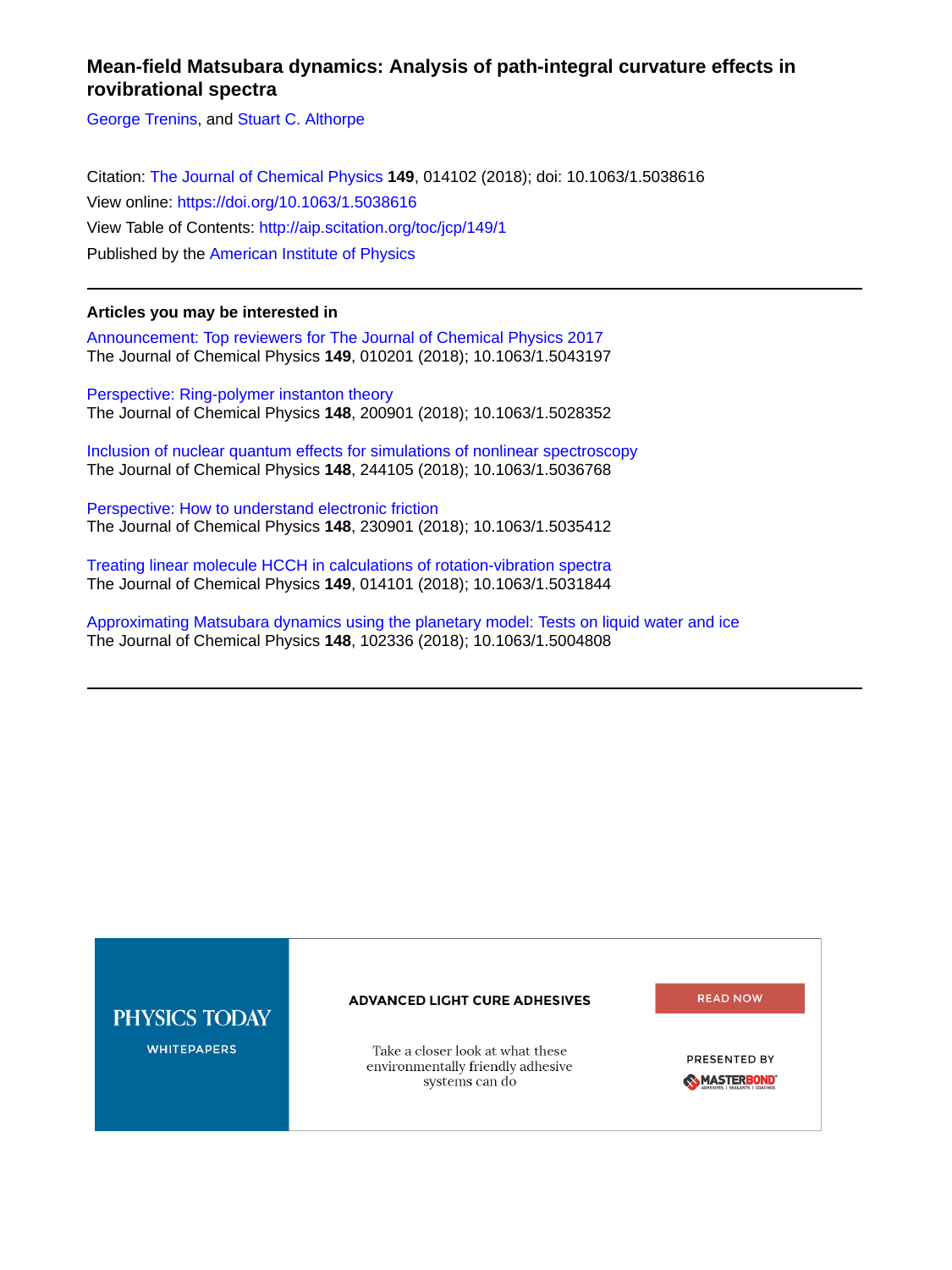# Mean-field Matsubara dynamics: Analysis of path-integral curvature effects in rovibrational spectra

George Trenins, and Stuart C. Althorpe

Citation: The Journal of Chemical Physics **149**, 014102 (2018); doi: 10.1063/1.5038616

View online: https://doi.org/10.1063/1.5038616

View Table of Contents: http://aip.scitation.org/toc/jcp/149/1

Published by the American Institute of Physics

---

### Articles you may be interested in

Announcement: Top reviewers for The Journal of Chemical Physics 2017
The Journal of Chemical Physics **149**, 010201 (2018); 10.1063/1.5043197

Perspective: Ring-polymer instanton theory
The Journal of Chemical Physics **148**, 200901 (2018); 10.1063/1.5028352

Inclusion of nuclear quantum effects for simulations of nonlinear spectroscopy
The Journal of Chemical Physics **148**, 244105 (2018); 10.1063/1.5036768

Perspective: How to understand electronic friction
The Journal of Chemical Physics **148**, 230901 (2018); 10.1063/1.5035412

Treating linear molecule HCCH in calculations of rotation-vibration spectra
The Journal of Chemical Physics **149**, 014101 (2018); 10.1063/1.5031844

Approximating Matsubara dynamics using the planetary model: Tests on liquid water and ice
The Journal of Chemical Physics **148**, 102336 (2018); 10.1063/1.5004808

---

PHYSICS TODAY WHITEPAPERS

ADVANCED LIGHT CURE ADHESIVES

Take a closer look at what these environmentally friendly adhesive systems can do

READ NOW

PRESENTED BY MASTERBOND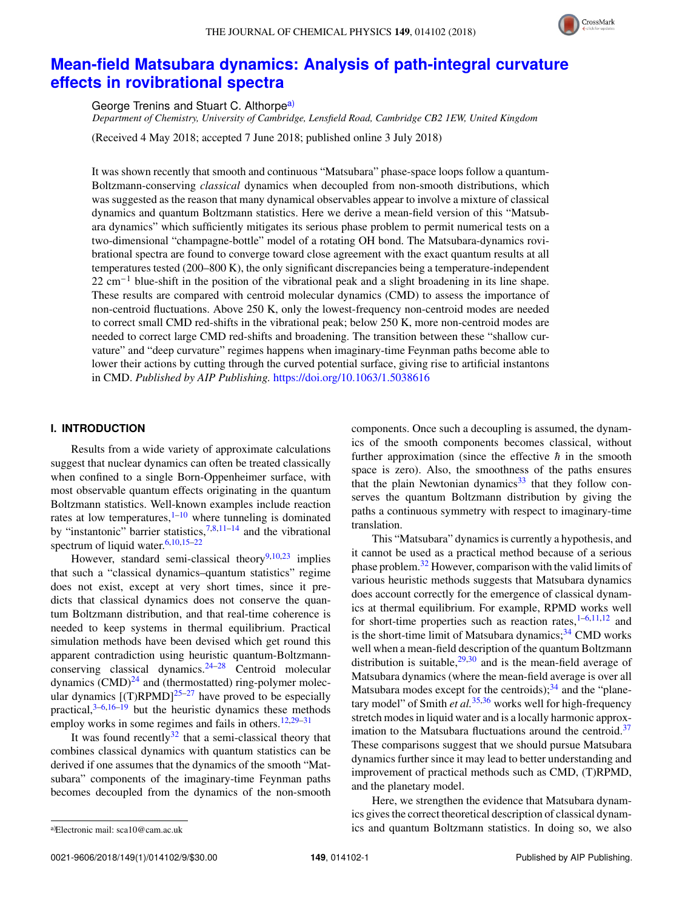# Mean-field Matsubara dynamics: Analysis of path-integral curvature effects in rovibrational spectra

George Trenins and Stuart C. Althorpe[a)]

*Department of Chemistry, University of Cambridge, Lensfield Road, Cambridge CB2 1EW, United Kingdom*

(Received 4 May 2018; accepted 7 June 2018; published online 3 July 2018)

It was shown recently that smooth and continuous "Matsubara" phase-space loops follow a quantum-Boltzmann-conserving *classical* dynamics when decoupled from non-smooth distributions, which was suggested as the reason that many dynamical observables appear to involve a mixture of classical dynamics and quantum Boltzmann statistics. Here we derive a mean-field version of this "Matsubara dynamics" which sufficiently mitigates its serious phase problem to permit numerical tests on a two-dimensional "champagne-bottle" model of a rotating OH bond. The Matsubara-dynamics rovibrational spectra are found to converge toward close agreement with the exact quantum results at all temperatures tested (200–800 K), the only significant discrepancies being a temperature-independent 22 cm$^{-1}$ blue-shift in the position of the vibrational peak and a slight broadening in its line shape. These results are compared with centroid molecular dynamics (CMD) to assess the importance of non-centroid fluctuations. Above 250 K, only the lowest-frequency non-centroid modes are needed to correct small CMD red-shifts in the vibrational peak; below 250 K, more non-centroid modes are needed to correct large CMD red-shifts and broadening. The transition between these "shallow curvature" and "deep curvature" regimes happens when imaginary-time Feynman paths become able to lower their actions by cutting through the curved potential surface, giving rise to artificial instantons in CMD. *Published by AIP Publishing.* https://doi.org/10.1063/1.5038616

## I. INTRODUCTION

Results from a wide variety of approximate calculations suggest that nuclear dynamics can often be treated classically when confined to a single Born-Oppenheimer surface, with most observable quantum effects originating in the quantum Boltzmann statistics. Well-known examples include reaction rates at low temperatures,[1–10] where tunneling is dominated by "instantonic" barrier statistics,[7,8,11–14] and the vibrational spectrum of liquid water.[6,10,15–22]

However, standard semi-classical theory[9,10,23] implies that such a "classical dynamics–quantum statistics" regime does not exist, except at very short times, since it predicts that classical dynamics does not conserve the quantum Boltzmann distribution, and that real-time coherence is needed to keep systems in thermal equilibrium. Practical simulation methods have been devised which get round this apparent contradiction using heuristic quantum-Boltzmann-conserving classical dynamics.[24–28] Centroid molecular dynamics (CMD)[24] and (thermostatted) ring-polymer molecular dynamics [(T)RPMD][25–27] have proved to be especially practical,[3–6,16–19] but the heuristic dynamics these methods employ works in some regimes and fails in others.[12,29–31]

It was found recently[32] that a semi-classical theory that combines classical dynamics with quantum statistics can be derived if one assumes that the dynamics of the smooth "Matsubara" components of the imaginary-time Feynman paths becomes decoupled from the dynamics of the non-smooth components. Once such a decoupling is assumed, the dynamics of the smooth components becomes classical, without further approximation (since the effective $\hbar$ in the smooth space is zero). Also, the smoothness of the paths ensures that the plain Newtonian dynamics[33] that they follow conserves the quantum Boltzmann distribution by giving the paths a continuous symmetry with respect to imaginary-time translation.

This "Matsubara" dynamics is currently a hypothesis, and it cannot be used as a practical method because of a serious phase problem.[32] However, comparison with the valid limits of various heuristic methods suggests that Matsubara dynamics does account correctly for the emergence of classical dynamics at thermal equilibrium. For example, RPMD works well for short-time properties such as reaction rates,[1–6,11,12] and is the short-time limit of Matsubara dynamics;[34] CMD works well when a mean-field description of the quantum Boltzmann distribution is suitable,[29,30] and is the mean-field average of Matsubara dynamics (where the mean-field average is over all Matsubara modes except for the centroids);[34] and the "planetary model" of Smith *et al.*[35,36] works well for high-frequency stretch modes in liquid water and is a locally harmonic approximation to the Matsubara fluctuations around the centroid.[37] These comparisons suggest that we should pursue Matsubara dynamics further since it may lead to better understanding and improvement of practical methods such as CMD, (T)RPMD, and the planetary model.

Here, we strengthen the evidence that Matsubara dynamics gives the correct theoretical description of classical dynamics and quantum Boltzmann statistics. In doing so, we also

a)Electronic mail: sca10@cam.ac.uk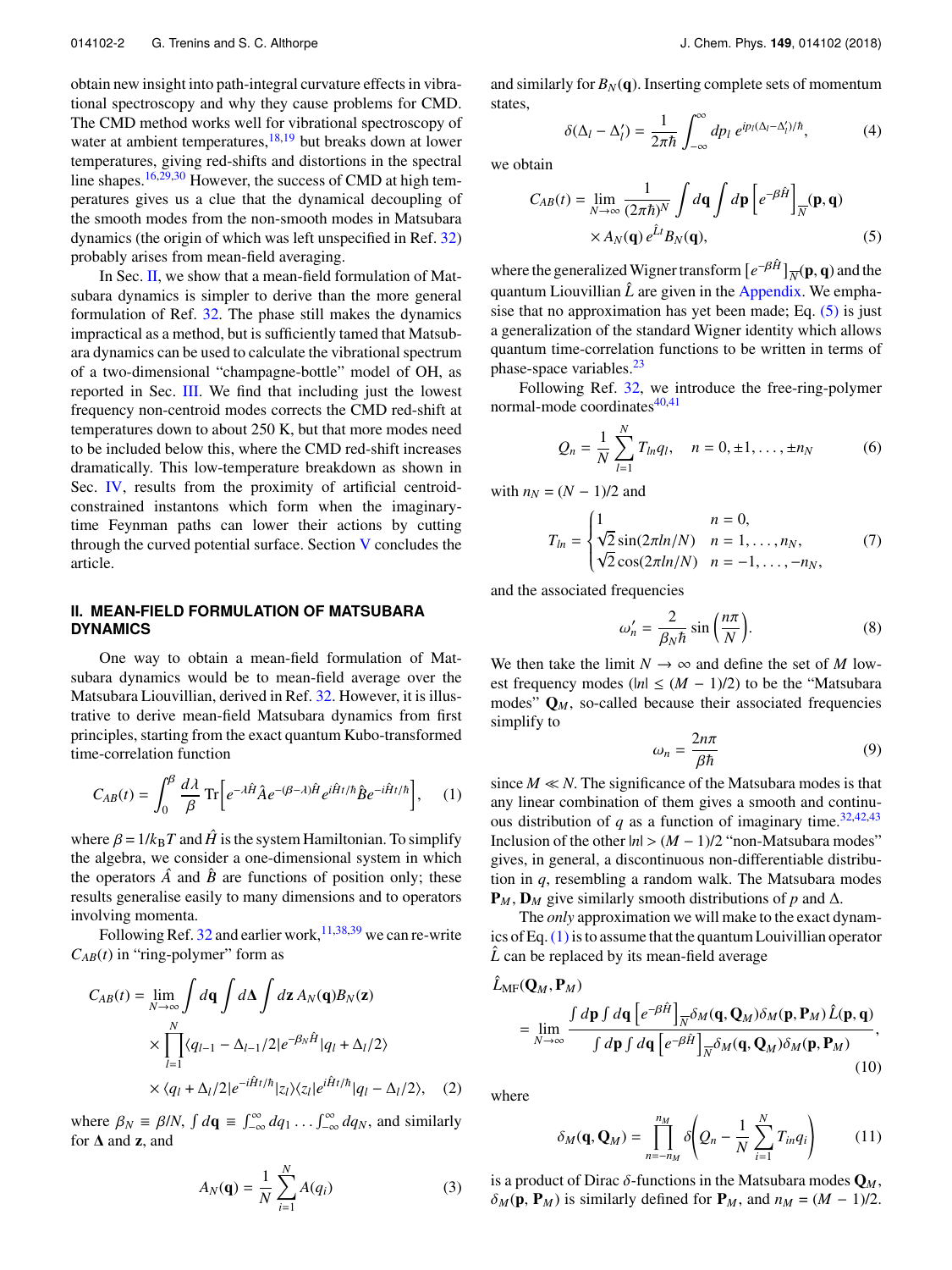obtain new insight into path-integral curvature effects in vibrational spectroscopy and why they cause problems for CMD. The CMD method works well for vibrational spectroscopy of water at ambient temperatures,[18,19] but breaks down at lower temperatures, giving red-shifts and distortions in the spectral line shapes.[16,29,30] However, the success of CMD at high temperatures gives us a clue that the dynamical decoupling of the smooth modes from the non-smooth modes in Matsubara dynamics (the origin of which was left unspecified in Ref. 32) probably arises from mean-field averaging.

In Sec. II, we show that a mean-field formulation of Matsubara dynamics is simpler to derive than the more general formulation of Ref. 32. The phase still makes the dynamics impractical as a method, but is sufficiently tamed that Matsubara dynamics can be used to calculate the vibrational spectrum of a two-dimensional "champagne-bottle" model of OH, as reported in Sec. III. We find that including just the lowest frequency non-centroid modes corrects the CMD red-shift at temperatures down to about 250 K, but that more modes need to be included below this, where the CMD red-shift increases dramatically. This low-temperature breakdown as shown in Sec. IV, results from the proximity of artificial centroid-constrained instantons which form when the imaginary-time Feynman paths can lower their actions by cutting through the curved potential surface. Section V concludes the article.

## II. MEAN-FIELD FORMULATION OF MATSUBARA DYNAMICS

One way to obtain a mean-field formulation of Matsubara dynamics would be to mean-field average over the Matsubara Liouvillian, derived in Ref. 32. However, it is illustrative to derive mean-field Matsubara dynamics from first principles, starting from the exact quantum Kubo-transformed time-correlation function

$$C_{AB}(t) = \int_0^\beta \frac{d\lambda}{\beta}\,\mathrm{Tr}\Big[e^{-\lambda\hat{H}}\hat{A}e^{-(\beta-\lambda)\hat{H}}e^{i\hat{H}t/\hbar}\hat{B}e^{-i\hat{H}t/\hbar}\Big], \quad (1)$$

where $\beta = 1/k_BT$ and $\hat{H}$ is the system Hamiltonian. To simplify the algebra, we consider a one-dimensional system in which the operators $\hat{A}$ and $\hat{B}$ are functions of position only; these results generalise easily to many dimensions and to operators involving momenta.

Following Ref. 32 and earlier work,[11,38,39] we can re-write $C_{AB}(t)$ in "ring-polymer" form as

$$\begin{aligned} C_{AB}(t) = \lim_{N\to\infty}\int d\mathbf{q}\int d\mathbf{\Delta}\int d\mathbf{z}\, A_N(\mathbf{q})B_N(\mathbf{z}) \\ \times\prod_{l=1}^{N}\langle q_{l-1}-\Delta_{l-1}/2|e^{-\beta_N\hat{H}}|q_l+\Delta_l/2\rangle \\ \times\langle q_l+\Delta_l/2|e^{-i\hat{H}t/\hbar}|z_l\rangle\langle z_l|e^{i\hat{H}t/\hbar}|q_l-\Delta_l/2\rangle, \end{aligned} \quad (2)$$

where $\beta_N \equiv \beta/N$, $\int d\mathbf{q} \equiv \int_{-\infty}^{\infty}dq_1\ldots\int_{-\infty}^{\infty}dq_N$, and similarly for $\mathbf{\Delta}$ and $\mathbf{z}$, and

$$A_N(\mathbf{q}) = \frac{1}{N}\sum_{i=1}^{N}A(q_i) \quad (3)$$

and similarly for $B_N(\mathbf{q})$. Inserting complete sets of momentum states,

$$\delta(\Delta_l-\Delta_l') = \frac{1}{2\pi\hbar}\int_{-\infty}^{\infty}dp_l\, e^{ip_l(\Delta_l-\Delta_l')/\hbar}, \quad (4)$$

we obtain

$$\begin{aligned} C_{AB}(t) = \lim_{N\to\infty}\frac{1}{(2\pi\hbar)^N}\int d\mathbf{q}\int d\mathbf{p}\,\big[e^{-\beta\hat{H}}\big]_{\overline{N}}(\mathbf{p},\mathbf{q}) \\ \times A_N(\mathbf{q})\,e^{\hat{L}t}B_N(\mathbf{q}), \end{aligned} \quad (5)$$

where the generalized Wigner transform $[e^{-\beta\hat{H}}]_{\overline{N}}(\mathbf{p},\mathbf{q})$ and the quantum Liouvillian $\hat{L}$ are given in the Appendix. We emphasise that no approximation has yet been made; Eq. (5) is just a generalization of the standard Wigner identity which allows quantum time-correlation functions to be written in terms of phase-space variables.[23]

Following Ref. 32, we introduce the free-ring-polymer normal-mode coordinates[40,41]

$$Q_n = \frac{1}{N}\sum_{l=1}^{N}T_{ln}q_l, \quad n = 0, \pm1, \ldots, \pm n_N \quad (6)$$

with $n_N = (N-1)/2$ and

$$T_{ln} = \begin{cases} 1 & n = 0,\\ \sqrt{2}\sin(2\pi ln/N) & n = 1,\ldots,n_N,\\ \sqrt{2}\cos(2\pi ln/N) & n = -1,\ldots,-n_N, \end{cases} \quad (7)$$

and the associated frequencies

$$\omega_n' = \frac{2}{\beta_N\hbar}\sin\left(\frac{n\pi}{N}\right). \quad (8)$$

We then take the limit $N\to\infty$ and define the set of $M$ lowest frequency modes ($|n| \le (M-1)/2$) to be the "Matsubara modes" $\mathbf{Q}_M$, so-called because their associated frequencies simplify to

$$\omega_n = \frac{2n\pi}{\beta\hbar} \quad (9)$$

since $M \ll N$. The significance of the Matsubara modes is that any linear combination of them gives a smooth and continuous distribution of $q$ as a function of imaginary time.[32,42,43] Inclusion of the other $|n| > (M-1)/2$ "non-Matsubara modes" gives, in general, a discontinuous non-differentiable distribution in $q$, resembling a random walk. The Matsubara modes $\mathbf{P}_M$, $\mathbf{D}_M$ give similarly smooth distributions of $p$ and $\Delta$.

The *only* approximation we will make to the exact dynamics of Eq. (1) is to assume that the quantum Louivillian operator $\hat{L}$ can be replaced by its mean-field average

$$\hat{L}_{\rm MF}(\mathbf{Q}_M,\mathbf{P}_M) = \lim_{N\to\infty}\frac{\int d\mathbf{p}\int d\mathbf{q}\,\big[e^{-\beta\hat{H}}\big]_{\overline{N}}\delta_M(\mathbf{q},\mathbf{Q}_M)\delta_M(\mathbf{p},\mathbf{P}_M)\,\hat{L}(\mathbf{p},\mathbf{q})}{\int d\mathbf{p}\int d\mathbf{q}\,\big[e^{-\beta\hat{H}}\big]_{\overline{N}}\delta_M(\mathbf{q},\mathbf{Q}_M)\delta_M(\mathbf{p},\mathbf{P}_M)}, \quad (10)$$

where

$$\delta_M(\mathbf{q},\mathbf{Q}_M) = \prod_{n=-n_M}^{n_M}\delta\left(Q_n - \frac{1}{N}\sum_{i=1}^{N}T_{in}q_i\right) \quad (11)$$

is a product of Dirac $\delta$-functions in the Matsubara modes $\mathbf{Q}_M$, $\delta_M(\mathbf{p},\mathbf{P}_M)$ is similarly defined for $\mathbf{P}_M$, and $n_M = (M-1)/2$.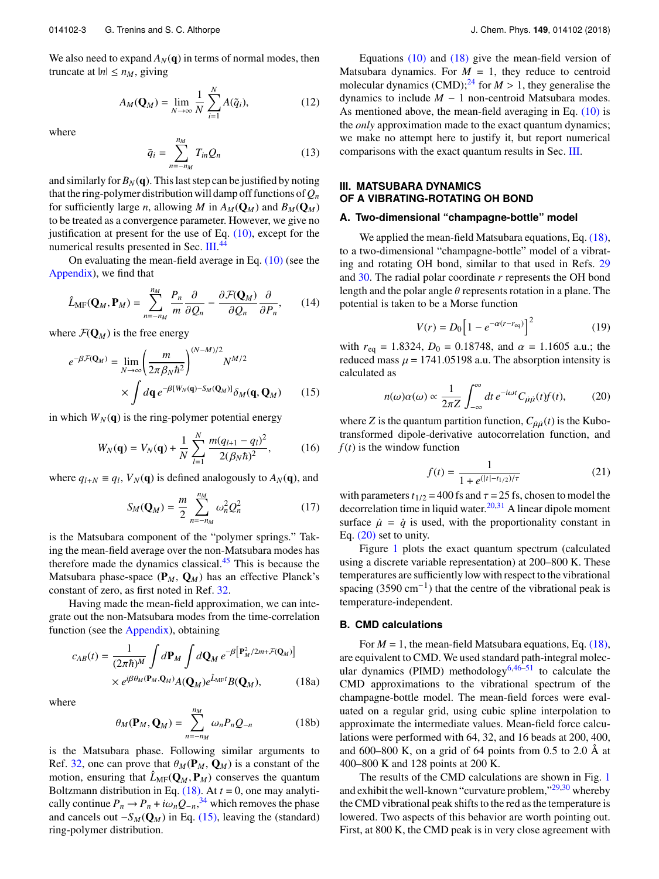We also need to expand $A_N(\mathbf{q})$ in terms of normal modes, then truncate at $|n| \le n_M$, giving

$$A_M(\mathbf{Q}_M) = \lim_{N\to\infty} \frac{1}{N}\sum_{i=1}^{N} A(\tilde{q}_i), \tag{12}$$

where

$$\tilde{q}_i = \sum_{n=-n_M}^{n_M} T_{in} Q_n \tag{13}$$

and similarly for $B_N(\mathbf{q})$. This last step can be justified by noting that the ring-polymer distribution will damp off functions of $Q_n$ for sufficiently large $n$, allowing $M$ in $A_M(\mathbf{Q}_M)$ and $B_M(\mathbf{Q}_M)$ to be treated as a convergence parameter. However, we give no justification at present for the use of Eq. (10), except for the numerical results presented in Sec. III.[44]

On evaluating the mean-field average in Eq. (10) (see the Appendix), we find that

$$\hat{L}_{\rm MF}(\mathbf{Q}_M, \mathbf{P}_M) = \sum_{n=-n_M}^{n_M} \frac{P_n}{m}\frac{\partial}{\partial Q_n} - \frac{\partial \mathcal{F}(\mathbf{Q}_M)}{\partial Q_n}\frac{\partial}{\partial P_n}, \tag{14}$$

where $\mathcal{F}(\mathbf{Q}_M)$ is the free energy

$$e^{-\beta\mathcal{F}(\mathbf{Q}_M)} = \lim_{N\to\infty}\left(\frac{m}{2\pi\beta_N\hbar^2}\right)^{(N-M)/2} N^{M/2} \times \int d\mathbf{q}\, e^{-\beta[W_N(\mathbf{q})-S_M(\mathbf{Q}_M)]}\delta_M(\mathbf{q},\mathbf{Q}_M) \tag{15}$$

in which $W_N(\mathbf{q})$ is the ring-polymer potential energy

$$W_N(\mathbf{q}) = V_N(\mathbf{q}) + \frac{1}{N}\sum_{l=1}^{N}\frac{m(q_{l+1}-q_l)^2}{2(\beta_N\hbar)^2}, \tag{16}$$

where $q_{l+N} \equiv q_l$, $V_N(\mathbf{q})$ is defined analogously to $A_N(\mathbf{q})$, and

$$S_M(\mathbf{Q}_M) = \frac{m}{2}\sum_{n=-n_M}^{n_M}\omega_n^2 Q_n^2 \tag{17}$$

is the Matsubara component of the "polymer springs." Taking the mean-field average over the non-Matsubara modes has therefore made the dynamics classical.[45] This is because the Matsubara phase-space $(\mathbf{P}_M, \mathbf{Q}_M)$ has an effective Planck's constant of zero, as first noted in Ref. 32.

Having made the mean-field approximation, we can integrate out the non-Matsubara modes from the time-correlation function (see the Appendix), obtaining

$$c_{AB}(t) = \frac{1}{(2\pi\hbar)^M}\int d\mathbf{P}_M \int d\mathbf{Q}_M\, e^{-\beta\left[\mathbf{P}_M^2/2m + \mathcal{F}(\mathbf{Q}_M)\right]} \times e^{i\beta\theta_M(\mathbf{P}_M,\mathbf{Q}_M)}A(\mathbf{Q}_M)e^{\hat{L}_{\rm MF}t}B(\mathbf{Q}_M), \tag{18a}$$

where

$$\theta_M(\mathbf{P}_M,\mathbf{Q}_M) = \sum_{n=-n_M}^{n_M}\omega_n P_n Q_{-n} \tag{18b}$$

is the Matsubara phase. Following similar arguments to Ref. 32, one can prove that $\theta_M(\mathbf{P}_M, \mathbf{Q}_M)$ is a constant of the motion, ensuring that $\hat{L}_{\rm MF}(\mathbf{Q}_M, \mathbf{P}_M)$ conserves the quantum Boltzmann distribution in Eq. (18). At $t = 0$, one may analytically continue $P_n \to P_n + i\omega_n Q_{-n}$,[34] which removes the phase and cancels out $-S_M(\mathbf{Q}_M)$ in Eq. (15), leaving the (standard) ring-polymer distribution.

Equations (10) and (18) give the mean-field version of Matsubara dynamics. For $M = 1$, they reduce to centroid molecular dynamics (CMD);[24] for $M > 1$, they generalise the dynamics to include $M - 1$ non-centroid Matsubara modes. As mentioned above, the mean-field averaging in Eq. (10) is the *only* approximation made to the exact quantum dynamics; we make no attempt here to justify it, but report numerical comparisons with the exact quantum results in Sec. III.

## III. MATSUBARA DYNAMICS OF A VIBRATING-ROTATING OH BOND

### A. Two-dimensional "champagne-bottle" model

We applied the mean-field Matsubara equations, Eq. (18), to a two-dimensional "champagne-bottle" model of a vibrating and rotating OH bond, similar to that used in Refs. 29 and 30. The radial polar coordinate $r$ represents the OH bond length and the polar angle $\theta$ represents rotation in a plane. The potential is taken to be a Morse function

$$V(r) = D_0\left[1 - e^{-\alpha(r-r_{\rm eq})}\right]^2 \tag{19}$$

with $r_{\rm eq} = 1.8324$, $D_0 = 0.18748$, and $\alpha = 1.1605$ a.u.; the reduced mass $\mu = 1741.05198$ a.u. The absorption intensity is calculated as

$$n(\omega)\alpha(\omega) \propto \frac{1}{2\pi Z}\int_{-\infty}^{\infty} dt\, e^{-i\omega t}C_{\dot{\mu}\dot{\mu}}(t)f(t), \tag{20}$$

where $Z$ is the quantum partition function, $C_{\dot{\mu}\dot{\mu}}(t)$ is the Kubo-transformed dipole-derivative autocorrelation function, and $f(t)$ is the window function

$$f(t) = \frac{1}{1 + e^{(|t|-t_{1/2})/\tau}} \tag{21}$$

with parameters $t_{1/2} = 400$ fs and $\tau = 25$ fs, chosen to model the decorrelation time in liquid water.[20,31] A linear dipole moment surface $\dot{\mu} = \dot{q}$ is used, with the proportionality constant in Eq. (20) set to unity.

Figure 1 plots the exact quantum spectrum (calculated using a discrete variable representation) at 200–800 K. These temperatures are sufficiently low with respect to the vibrational spacing (3590 cm$^{-1}$) that the centre of the vibrational peak is temperature-independent.

### B. CMD calculations

For $M = 1$, the mean-field Matsubara equations, Eq. (18), are equivalent to CMD. We used standard path-integral molecular dynamics (PIMD) methodology[6,46–51] to calculate the CMD approximations to the vibrational spectrum of the champagne-bottle model. The mean-field forces were evaluated on a regular grid, using cubic spline interpolation to approximate the intermediate values. Mean-field force calculations were performed with 64, 32, and 16 beads at 200, 400, and 600–800 K, on a grid of 64 points from 0.5 to 2.0 Å at 400–800 K and 128 points at 200 K.

The results of the CMD calculations are shown in Fig. 1 and exhibit the well-known "curvature problem,"[29,30] whereby the CMD vibrational peak shifts to the red as the temperature is lowered. Two aspects of this behavior are worth pointing out. First, at 800 K, the CMD peak is in very close agreement with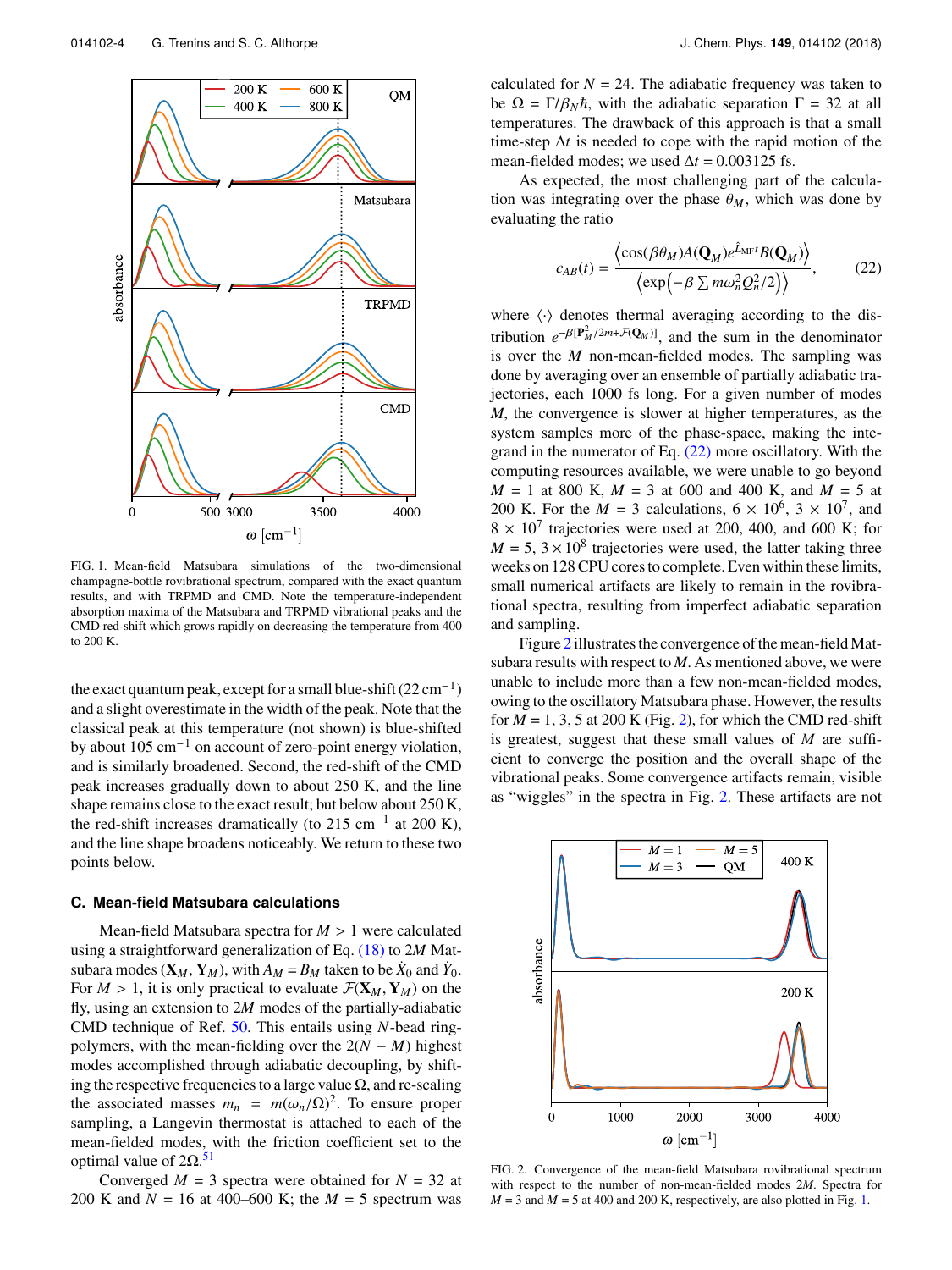FIG. 1. Mean-field Matsubara simulations of the two-dimensional champagne-bottle rovibrational spectrum, compared with the exact quantum results, and with TRPMD and CMD. Note the temperature-independent absorption maxima of the Matsubara and TRPMD vibrational peaks and the CMD red-shift which grows rapidly on decreasing the temperature from 400 to 200 K.

the exact quantum peak, except for a small blue-shift (22 cm$^{-1}$) and a slight overestimate in the width of the peak. Note that the classical peak at this temperature (not shown) is blue-shifted by about 105 cm$^{-1}$ on account of zero-point energy violation, and is similarly broadened. Second, the red-shift of the CMD peak increases gradually down to about 250 K, and the line shape remains close to the exact result; but below about 250 K, the red-shift increases dramatically (to 215 cm$^{-1}$ at 200 K), and the line shape broadens noticeably. We return to these two points below.

### C. Mean-field Matsubara calculations

Mean-field Matsubara spectra for $M > 1$ were calculated using a straightforward generalization of Eq. (18) to $2M$ Matsubara modes $(\mathbf{X}_M, \mathbf{Y}_M)$, with $A_M = B_M$ taken to be $\dot{X}_0$ and $\dot{Y}_0$. For $M > 1$, it is only practical to evaluate $\mathcal{F}(\mathbf{X}_M, \mathbf{Y}_M)$ on the fly, using an extension to $2M$ modes of the partially-adiabatic CMD technique of Ref. 50. This entails using $N$-bead ring-polymers, with the mean-fielding over the $2(N - M)$ highest modes accomplished through adiabatic decoupling, by shifting the respective frequencies to a large value $\Omega$, and re-scaling the associated masses $m_n = m(\omega_n/\Omega)^2$. To ensure proper sampling, a Langevin thermostat is attached to each of the mean-fielded modes, with the friction coefficient set to the optimal value of $2\Omega$.[51]

Converged $M = 3$ spectra were obtained for $N = 32$ at 200 K and $N = 16$ at 400–600 K; the $M = 5$ spectrum was calculated for $N = 24$. The adiabatic frequency was taken to be $\Omega = \Gamma/\beta_N\hbar$, with the adiabatic separation $\Gamma = 32$ at all temperatures. The drawback of this approach is that a small time-step $\Delta t$ is needed to cope with the rapid motion of the mean-fielded modes; we used $\Delta t = 0.003125$ fs.

As expected, the most challenging part of the calculation was integrating over the phase $\theta_M$, which was done by evaluating the ratio

$$c_{AB}(t) = \frac{\left\langle \cos(\beta\theta_M) A(\mathbf{Q}_M) e^{\hat{L}_{\mathrm{MF}} t} B(\mathbf{Q}_M) \right\rangle}{\left\langle \exp\left(-\beta \sum m\omega_n^2 Q_n^2/2\right)\right\rangle}, \tag{22}$$

where $\langle\cdot\rangle$ denotes thermal averaging according to the distribution $e^{-\beta[\mathbf{P}_M^2/2m + \mathcal{F}(\mathbf{Q}_M)]}$, and the sum in the denominator is over the $M$ non-mean-fielded modes. The sampling was done by averaging over an ensemble of partially adiabatic trajectories, each 1000 fs long. For a given number of modes $M$, the convergence is slower at higher temperatures, as the system samples more of the phase-space, making the integrand in the numerator of Eq. (22) more oscillatory. With the computing resources available, we were unable to go beyond $M = 1$ at 800 K, $M = 3$ at 600 and 400 K, and $M = 5$ at 200 K. For the $M = 3$ calculations, $6 \times 10^6$, $3 \times 10^7$, and $8 \times 10^7$ trajectories were used at 200, 400, and 600 K; for $M = 5$, $3 \times 10^8$ trajectories were used, the latter taking three weeks on 128 CPU cores to complete. Even within these limits, small numerical artifacts are likely to remain in the rovibrational spectra, resulting from imperfect adiabatic separation and sampling.

Figure 2 illustrates the convergence of the mean-field Matsubara results with respect to $M$. As mentioned above, we were unable to include more than a few non-mean-fielded modes, owing to the oscillatory Matsubara phase. However, the results for $M = 1, 3, 5$ at 200 K (Fig. 2), for which the CMD red-shift is greatest, suggest that these small values of $M$ are sufficient to converge the position and the overall shape of the vibrational peaks. Some convergence artifacts remain, visible as "wiggles" in the spectra in Fig. 2. These artifacts are not

FIG. 2. Convergence of the mean-field Matsubara rovibrational spectrum with respect to the number of non-mean-fielded modes $2M$. Spectra for $M = 3$ and $M = 5$ at 400 and 200 K, respectively, are also plotted in Fig. 1.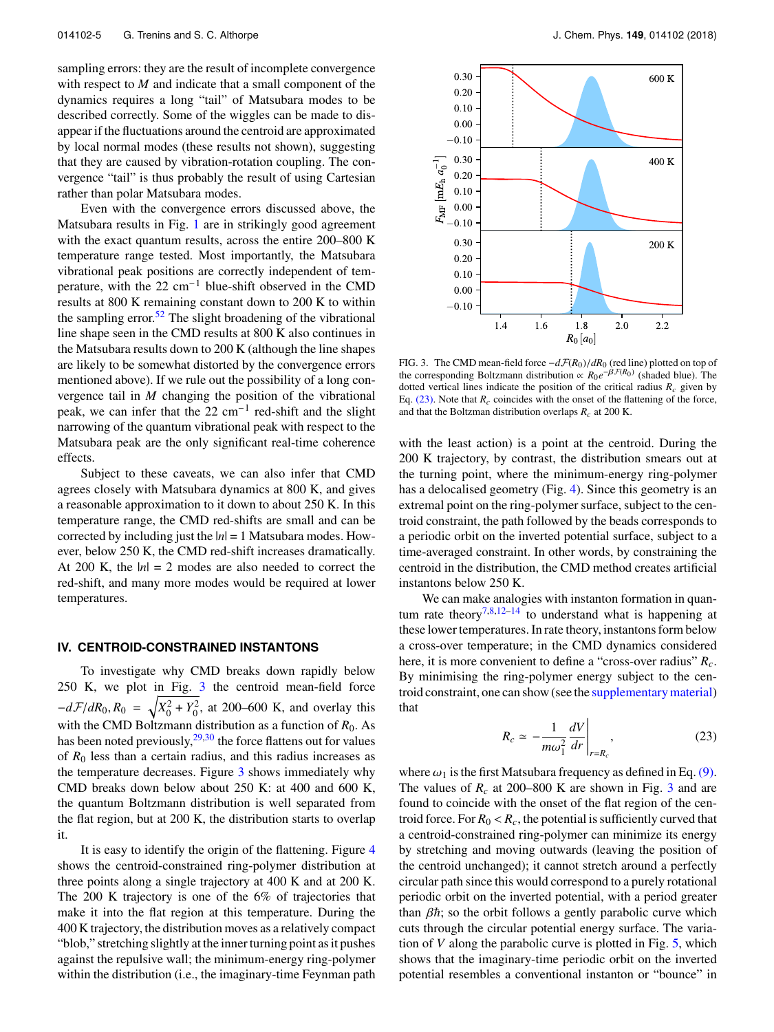sampling errors: they are the result of incomplete convergence with respect to $M$ and indicate that a small component of the dynamics requires a long "tail" of Matsubara modes to be described correctly. Some of the wiggles can be made to disappear if the fluctuations around the centroid are approximated by local normal modes (these results not shown), suggesting that they are caused by vibration-rotation coupling. The convergence "tail" is thus probably the result of using Cartesian rather than polar Matsubara modes.

Even with the convergence errors discussed above, the Matsubara results in Fig. 1 are in strikingly good agreement with the exact quantum results, across the entire 200–800 K temperature range tested. Most importantly, the Matsubara vibrational peak positions are correctly independent of temperature, with the 22 cm$^{-1}$ blue-shift observed in the CMD results at 800 K remaining constant down to 200 K to within the sampling error.[52] The slight broadening of the vibrational line shape seen in the CMD results at 800 K also continues in the Matsubara results down to 200 K (although the line shapes are likely to be somewhat distorted by the convergence errors mentioned above). If we rule out the possibility of a long convergence tail in $M$ changing the position of the vibrational peak, we can infer that the 22 cm$^{-1}$ red-shift and the slight narrowing of the quantum vibrational peak with respect to the Matsubara peak are the only significant real-time coherence effects.

Subject to these caveats, we can also infer that CMD agrees closely with Matsubara dynamics at 800 K, and gives a reasonable approximation to it down to about 250 K. In this temperature range, the CMD red-shifts are small and can be corrected by including just the $|n| = 1$ Matsubara modes. However, below 250 K, the CMD red-shift increases dramatically. At 200 K, the $|n| = 2$ modes are also needed to correct the red-shift, and many more modes would be required at lower temperatures.

## IV. CENTROID-CONSTRAINED INSTANTONS

To investigate why CMD breaks down rapidly below 250 K, we plot in Fig. 3 the centroid mean-field force $-d\mathcal{F}/dR_0, R_0 = \sqrt{X_0^2 + Y_0^2}$, at 200–600 K, and overlay this with the CMD Boltzmann distribution as a function of $R_0$. As has been noted previously,[29,30] the force flattens out for values of $R_0$ less than a certain radius, and this radius increases as the temperature decreases. Figure 3 shows immediately why CMD breaks down below about 250 K: at 400 and 600 K, the quantum Boltzmann distribution is well separated from the flat region, but at 200 K, the distribution starts to overlap it.

It is easy to identify the origin of the flattening. Figure 4 shows the centroid-constrained ring-polymer distribution at three points along a single trajectory at 400 K and at 200 K. The 200 K trajectory is one of the 6% of trajectories that make it into the flat region at this temperature. During the 400 K trajectory, the distribution moves as a relatively compact "blob," stretching slightly at the inner turning point as it pushes against the repulsive wall; the minimum-energy ring-polymer within the distribution (i.e., the imaginary-time Feynman path with the least action) is a point at the centroid. During the 200 K trajectory, by contrast, the distribution smears out at the turning point, where the minimum-energy ring-polymer has a delocalised geometry (Fig. 4). Since this geometry is an extremal point on the ring-polymer surface, subject to the centroid constraint, the path followed by the beads corresponds to a periodic orbit on the inverted potential surface, subject to a time-averaged constraint. In other words, by constraining the centroid in the distribution, the CMD method creates artificial instantons below 250 K.

FIG. 3. The CMD mean-field force $-d\mathcal{F}(R_0)/dR_0$ (red line) plotted on top of the corresponding Boltzmann distribution $\propto R_0 e^{-\beta\mathcal{F}(R_0)}$ (shaded blue). The dotted vertical lines indicate the position of the critical radius $R_c$ given by Eq. (23). Note that $R_c$ coincides with the onset of the flattening of the force, and that the Boltzman distribution overlaps $R_c$ at 200 K.

We can make analogies with instanton formation in quantum rate theory[7,8,12–14] to understand what is happening at these lower temperatures. In rate theory, instantons form below a cross-over temperature; in the CMD dynamics considered here, it is more convenient to define a "cross-over radius" $R_c$. By minimising the ring-polymer energy subject to the centroid constraint, one can show (see the supplementary material) that

$$R_c \simeq -\frac{1}{m\omega_1^2}\left.\frac{dV}{dr}\right|_{r=R_c}, \tag{23}$$

where $\omega_1$ is the first Matsubara frequency as defined in Eq. (9). The values of $R_c$ at 200–800 K are shown in Fig. 3 and are found to coincide with the onset of the flat region of the centroid force. For $R_0 < R_c$, the potential is sufficiently curved that a centroid-constrained ring-polymer can minimize its energy by stretching and moving outwards (leaving the position of the centroid unchanged); it cannot stretch around a perfectly circular path since this would correspond to a purely rotational periodic orbit on the inverted potential, with a period greater than $\beta\hbar$; so the orbit follows a gently parabolic curve which cuts through the circular potential energy surface. The variation of $V$ along the parabolic curve is plotted in Fig. 5, which shows that the imaginary-time periodic orbit on the inverted potential resembles a conventional instanton or "bounce" in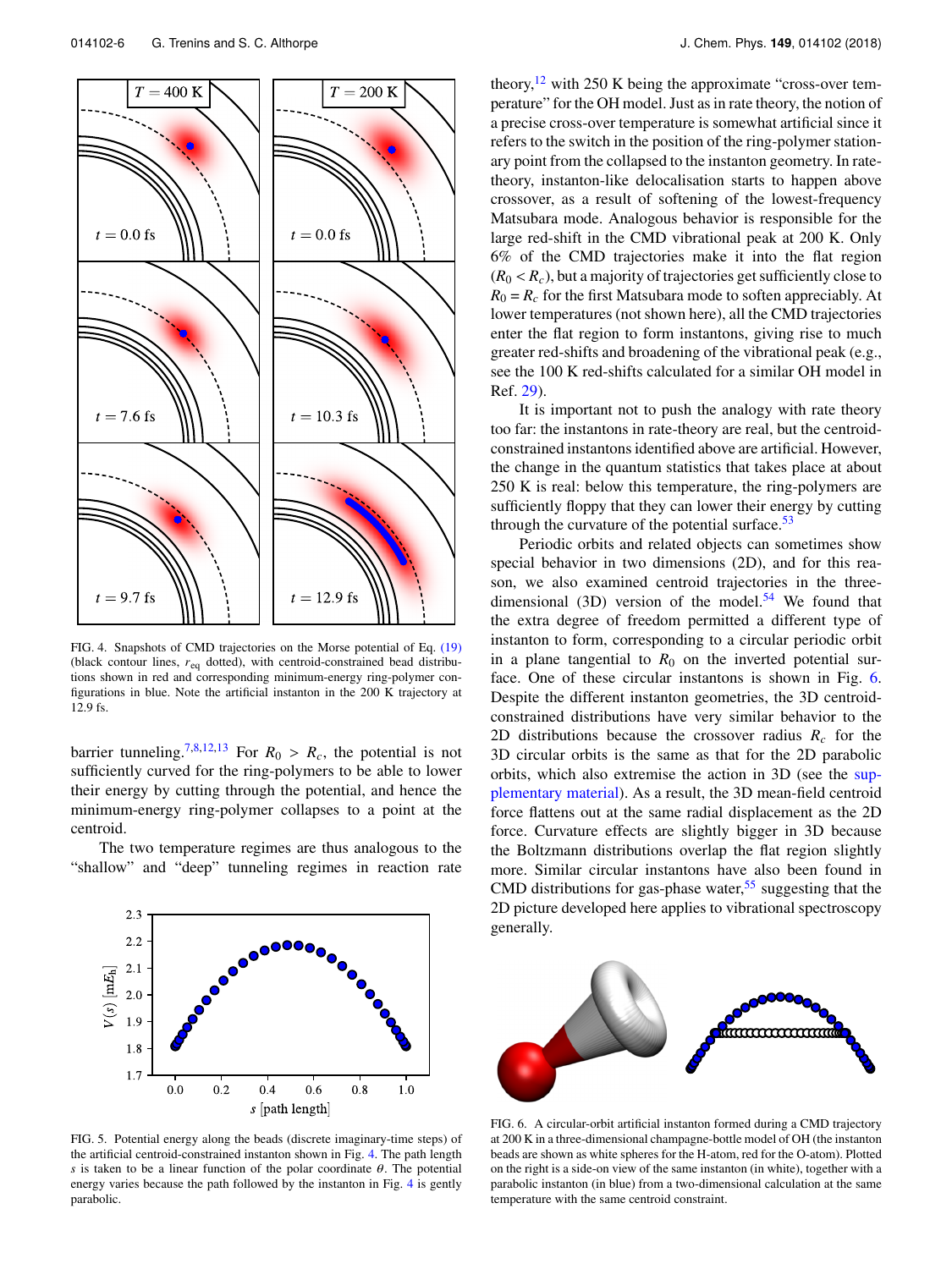FIG. 4. Snapshots of CMD trajectories on the Morse potential of Eq. (19) (black contour lines, $r_{\mathrm{eq}}$ dotted), with centroid-constrained bead distributions shown in red and corresponding minimum-energy ring-polymer configurations in blue. Note the artificial instanton in the 200 K trajectory at 12.9 fs.

barrier tunneling.[7,8,12,13] For $R_0 > R_c$, the potential is not sufficiently curved for the ring-polymers to be able to lower their energy by cutting through the potential, and hence the minimum-energy ring-polymer collapses to a point at the centroid.

The two temperature regimes are thus analogous to the "shallow" and "deep" tunneling regimes in reaction rate theory,[12] with 250 K being the approximate "cross-over temperature" for the OH model. Just as in rate theory, the notion of a precise cross-over temperature is somewhat artificial since it refers to the switch in the position of the ring-polymer stationary point from the collapsed to the instanton geometry. In rate-theory, instanton-like delocalisation starts to happen above crossover, as a result of softening of the lowest-frequency Matsubara mode. Analogous behavior is responsible for the large red-shift in the CMD vibrational peak at 200 K. Only 6% of the CMD trajectories make it into the flat region ($R_0 < R_c$), but a majority of trajectories get sufficiently close to $R_0 = R_c$ for the first Matsubara mode to soften appreciably. At lower temperatures (not shown here), all the CMD trajectories enter the flat region to form instantons, giving rise to much greater red-shifts and broadening of the vibrational peak (e.g., see the 100 K red-shifts calculated for a similar OH model in Ref. 29).

It is important not to push the analogy with rate theory too far: the instantons in rate-theory are real, but the centroid-constrained instantons identified above are artificial. However, the change in the quantum statistics that takes place at about 250 K is real: below this temperature, the ring-polymers are sufficiently floppy that they can lower their energy by cutting through the curvature of the potential surface.[53]

Periodic orbits and related objects can sometimes show special behavior in two dimensions (2D), and for this reason, we also examined centroid trajectories in the three-dimensional (3D) version of the model.[54] We found that the extra degree of freedom permitted a different type of instanton to form, corresponding to a circular periodic orbit in a plane tangential to $R_0$ on the inverted potential surface. One of these circular instantons is shown in Fig. 6. Despite the different instanton geometries, the 3D centroid-constrained distributions have very similar behavior to the 2D distributions because the crossover radius $R_c$ for the 3D circular orbits is the same as that for the 2D parabolic orbits, which also extremise the action in 3D (see the supplementary material). As a result, the 3D mean-field centroid force flattens out at the same radial displacement as the 2D force. Curvature effects are slightly bigger in 3D because the Boltzmann distributions overlap the flat region slightly more. Similar circular instantons have also been found in CMD distributions for gas-phase water,[55] suggesting that the 2D picture developed here applies to vibrational spectroscopy generally.

FIG. 5. Potential energy along the beads (discrete imaginary-time steps) of the artificial centroid-constrained instanton shown in Fig. 4. The path length $s$ is taken to be a linear function of the polar coordinate $\theta$. The potential energy varies because the path followed by the instanton in Fig. 4 is gently parabolic.

FIG. 6. A circular-orbit artificial instanton formed during a CMD trajectory at 200 K in a three-dimensional champagne-bottle model of OH (the instanton beads are shown as white spheres for the H-atom, red for the O-atom). Plotted on the right is a side-on view of the same instanton (in white), together with a parabolic instanton (in blue) from a two-dimensional calculation at the same temperature with the same centroid constraint.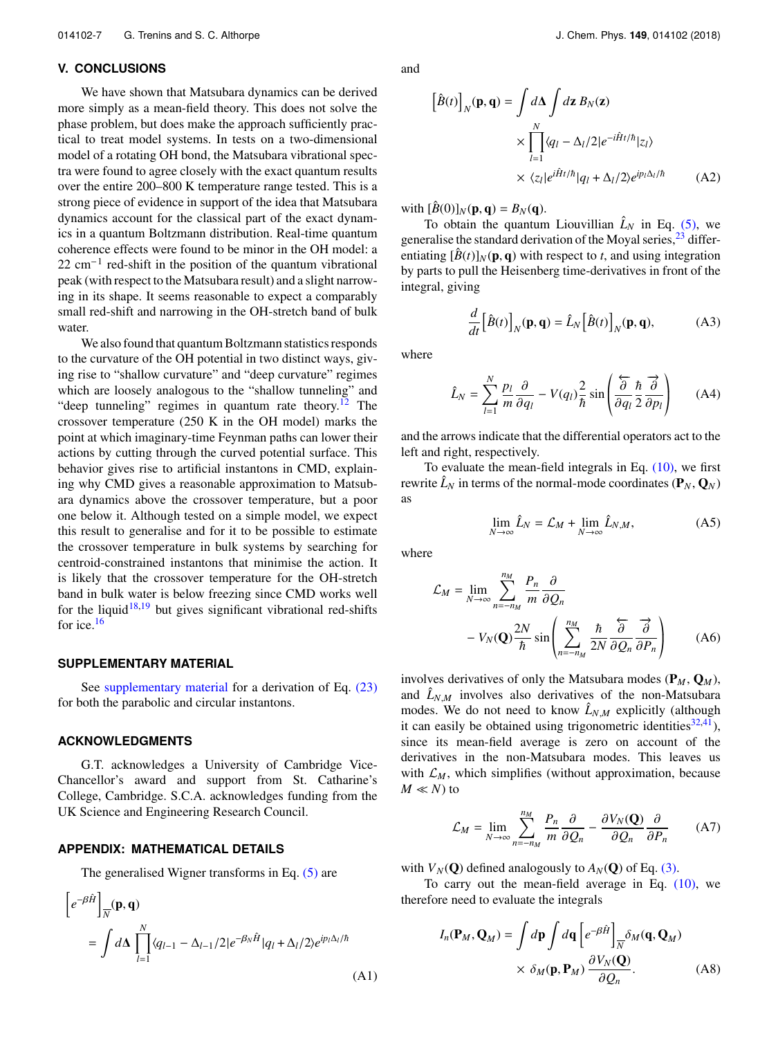## V. CONCLUSIONS

We have shown that Matsubara dynamics can be derived more simply as a mean-field theory. This does not solve the phase problem, but does make the approach sufficiently practical to treat model systems. In tests on a two-dimensional model of a rotating OH bond, the Matsubara vibrational spectra were found to agree closely with the exact quantum results over the entire 200–800 K temperature range tested. This is a strong piece of evidence in support of the idea that Matsubara dynamics account for the classical part of the exact dynamics in a quantum Boltzmann distribution. Real-time quantum coherence effects were found to be minor in the OH model: a 22 cm$^{-1}$ red-shift in the position of the quantum vibrational peak (with respect to the Matsubara result) and a slight narrowing in its shape. It seems reasonable to expect a comparably small red-shift and narrowing in the OH-stretch band of bulk water.

We also found that quantum Boltzmann statistics responds to the curvature of the OH potential in two distinct ways, giving rise to "shallow curvature" and "deep curvature" regimes which are loosely analogous to the "shallow tunneling" and "deep tunneling" regimes in quantum rate theory.[12] The crossover temperature (250 K in the OH model) marks the point at which imaginary-time Feynman paths can lower their actions by cutting through the curved potential surface. This behavior gives rise to artificial instantons in CMD, explaining why CMD gives a reasonable approximation to Matsubara dynamics above the crossover temperature, but a poor one below it. Although tested on a simple model, we expect this result to generalise and for it to be possible to estimate the crossover temperature in bulk systems by searching for centroid-constrained instantons that minimise the action. It is likely that the crossover temperature for the OH-stretch band in bulk water is below freezing since CMD works well for the liquid[18,19] but gives significant vibrational red-shifts for ice.[16]

## SUPPLEMENTARY MATERIAL

See supplementary material for a derivation of Eq. (23) for both the parabolic and circular instantons.

## ACKNOWLEDGMENTS

G.T. acknowledges a University of Cambridge Vice-Chancellor's award and support from St. Catharine's College, Cambridge. S.C.A. acknowledges funding from the UK Science and Engineering Research Council.

## APPENDIX: MATHEMATICAL DETAILS

The generalised Wigner transforms in Eq. (5) are

$$\left[e^{-\beta\hat{H}}\right]_{\overline{N}}(\mathbf{p},\mathbf{q}) = \int d\boldsymbol{\Delta} \prod_{l=1}^{N} \langle q_{l-1} - \Delta_{l-1}/2| e^{-\beta_N \hat{H}} |q_l + \Delta_l/2\rangle e^{ip_l\Delta_l/\hbar} \tag{A1}$$

and

$$\begin{aligned}\left[\hat{B}(t)\right]_{N}(\mathbf{p},\mathbf{q}) = \int d\boldsymbol{\Delta} \int d\mathbf{z}\, B_N(\mathbf{z}) &\times \prod_{l=1}^{N} \langle q_l - \Delta_l/2| e^{-i\hat{H}t/\hbar} |z_l\rangle \\ &\times \langle z_l| e^{i\hat{H}t/\hbar} |q_l + \Delta_l/2\rangle e^{ip_l\Delta_l/\hbar}\end{aligned} \tag{A2}$$

with $[\hat{B}(0)]_N(\mathbf{p},\mathbf{q}) = B_N(\mathbf{q})$.

To obtain the quantum Liouvillian $\hat{L}_N$ in Eq. (5), we generalise the standard derivation of the Moyal series,[23] differentiating $[\hat{B}(t)]_N(\mathbf{p},\mathbf{q})$ with respect to $t$, and using integration by parts to pull the Heisenberg time-derivatives in front of the integral, giving

$$\frac{d}{dt}\left[\hat{B}(t)\right]_{N}(\mathbf{p},\mathbf{q}) = \hat{L}_N \left[\hat{B}(t)\right]_{N}(\mathbf{p},\mathbf{q}), \tag{A3}$$

where

$$\hat{L}_N = \sum_{l=1}^{N} \frac{p_l}{m}\frac{\partial}{\partial q_l} - V(q_l)\frac{2}{\hbar}\sin\left(\frac{\overleftarrow{\partial}}{\partial q_l}\frac{\hbar}{2}\frac{\overrightarrow{\partial}}{\partial p_l}\right) \tag{A4}$$

and the arrows indicate that the differential operators act to the left and right, respectively.

To evaluate the mean-field integrals in Eq. (10), we first rewrite $\hat{L}_N$ in terms of the normal-mode coordinates $(\mathbf{P}_N, \mathbf{Q}_N)$ as

$$\lim_{N\to\infty} \hat{L}_N = \mathcal{L}_M + \lim_{N\to\infty} \hat{L}_{N,M}, \tag{A5}$$

where

$$\mathcal{L}_M = \lim_{N\to\infty} \sum_{n=-n_M}^{n_M} \frac{P_n}{m}\frac{\partial}{\partial Q_n} - V_N(\mathbf{Q})\frac{2N}{\hbar}\sin\left(\sum_{n=-n_M}^{n_M} \frac{\hbar}{2N}\frac{\overleftarrow{\partial}}{\partial Q_n}\frac{\overrightarrow{\partial}}{\partial P_n}\right) \tag{A6}$$

involves derivatives of only the Matsubara modes $(\mathbf{P}_M, \mathbf{Q}_M)$, and $\hat{L}_{N,M}$ involves also derivatives of the non-Matsubara modes. We do not need to know $\hat{L}_{N,M}$ explicitly (although it can easily be obtained using trigonometric identities[32,41]), since its mean-field average is zero on account of the derivatives in the non-Matsubara modes. This leaves us with $\mathcal{L}_M$, which simplifies (without approximation, because $M \ll N$) to

$$\mathcal{L}_M = \lim_{N\to\infty} \sum_{n=-n_M}^{n_M} \frac{P_n}{m}\frac{\partial}{\partial Q_n} - \frac{\partial V_N(\mathbf{Q})}{\partial Q_n}\frac{\partial}{\partial P_n} \tag{A7}$$

with $V_N(\mathbf{Q})$ defined analogously to $A_N(\mathbf{Q})$ of Eq. (3).

To carry out the mean-field average in Eq. (10), we therefore need to evaluate the integrals

$$I_n(\mathbf{P}_M, \mathbf{Q}_M) = \int d\mathbf{p} \int d\mathbf{q} \left[e^{-\beta\hat{H}}\right]_{\overline{N}} \delta_M(\mathbf{q}, \mathbf{Q}_M) \times \delta_M(\mathbf{p}, \mathbf{P}_M)\frac{\partial V_N(\mathbf{Q})}{\partial Q_n}. \tag{A8}$$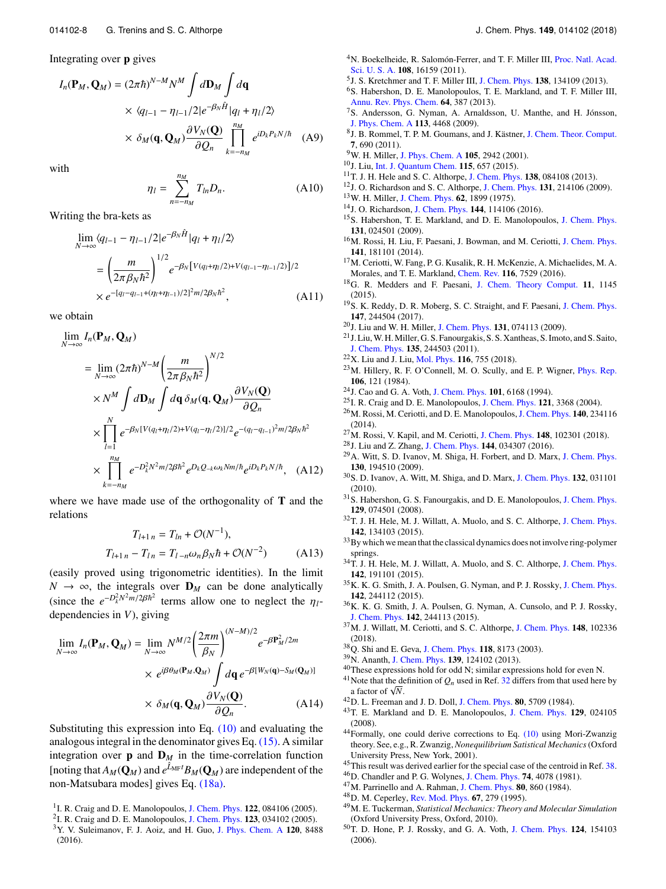Integrating over $\mathbf{p}$ gives

$$I_n(\mathbf{P}_M, \mathbf{Q}_M) = (2\pi\hbar)^{N-M} N^M \int d\mathbf{D}_M \int d\mathbf{q} \times \langle q_{l-1} - \eta_{l-1}/2| e^{-\beta_N \hat{H}} |q_l + \eta_l/2\rangle \times \delta_M(\mathbf{q}, \mathbf{Q}_M) \frac{\partial V_N(\mathbf{Q})}{\partial Q_n} \prod_{k=-n_M}^{n_M} e^{iD_k P_k N/\hbar} \quad \text{(A9)}$$

with

$$\eta_l = \sum_{n=-n_M}^{n_M} T_{ln} D_n. \quad \text{(A10)}$$

Writing the bra-kets as

$$\lim_{N\to\infty} \langle q_{l-1} - \eta_{l-1}/2| e^{-\beta_N \hat{H}} |q_l + \eta_l/2\rangle = \left(\frac{m}{2\pi\beta_N\hbar^2}\right)^{1/2} e^{-\beta_N[V(q_l+\eta_l/2)+V(q_{l-1}-\eta_{l-1}/2)]/2} \times e^{-[q_l-q_{l-1}+(\eta_l+\eta_{l-1})/2]^2 m/2\beta_N\hbar^2}, \quad \text{(A11)}$$

we obtain

$$\lim_{N\to\infty} I_n(\mathbf{P}_M, \mathbf{Q}_M) = \lim_{N\to\infty} (2\pi\hbar)^{N-M} \left(\frac{m}{2\pi\beta_N\hbar^2}\right)^{N/2} \times N^M \int d\mathbf{D}_M \int d\mathbf{q}\, \delta_M(\mathbf{q}, \mathbf{Q}_M) \frac{\partial V_N(\mathbf{Q})}{\partial Q_n} \times \prod_{l=1}^{N} e^{-\beta_N[V(q_l+\eta_l/2)+V(q_l-\eta_l/2)]/2} e^{-(q_l-q_{l-1})^2 m/2\beta_N\hbar^2} \times \prod_{k=-n_M}^{n_M} e^{-D_k^2 N^2 m/2\beta\hbar^2} e^{D_k Q_{-k}\omega_k N m/\hbar} e^{iD_k P_k N/\hbar}, \quad \text{(A12)}$$

where we have made use of the orthogonality of $\mathbf{T}$ and the relations

$$T_{l+1\, n} = T_{ln} + \mathcal{O}(N^{-1}),$$
$$T_{l+1\, n} - T_{l\, n} = T_{l\, -n}\omega_n \beta_N \hbar + \mathcal{O}(N^{-2}) \quad \text{(A13)}$$

(easily proved using trigonometric identities). In the limit $N \to \infty$, the integrals over $\mathbf{D}_M$ can be done analytically (since the $e^{-D_k^2 N^2 m/2\beta\hbar^2}$ terms allow one to neglect the $\eta_l$-dependencies in $V$), giving

$$\lim_{N\to\infty} I_n(\mathbf{P}_M, \mathbf{Q}_M) = \lim_{N\to\infty} N^{M/2} \left(\frac{2\pi m}{\beta_N}\right)^{(N-M)/2} e^{-\beta \mathbf{P}_M^2/2m} \times e^{i\beta\theta_M(\mathbf{P}_M, \mathbf{Q}_M)} \int d\mathbf{q}\, e^{-\beta[W_N(\mathbf{q}) - S_M(\mathbf{Q}_M)]} \times \delta_M(\mathbf{q}, \mathbf{Q}_M) \frac{\partial V_N(\mathbf{Q})}{\partial Q_n}. \quad \text{(A14)}$$

Substituting this expression into Eq. (10) and evaluating the analogous integral in the denominator gives Eq. (15). A similar integration over $\mathbf{p}$ and $\mathbf{D}_M$ in the time-correlation function [noting that $A_M(\mathbf{Q}_M)$ and $e^{\hat{L}_{\rm MF}t} B_M(\mathbf{Q}_M)$ are independent of the non-Matsubara modes] gives Eq. (18a).

[1] I. R. Craig and D. E. Manolopoulos, J. Chem. Phys. **122**, 084106 (2005).
[2] I. R. Craig and D. E. Manolopoulos, J. Chem. Phys. **123**, 034102 (2005).
[3] Y. V. Suleimanov, F. J. Aoiz, and H. Guo, J. Phys. Chem. A **120**, 8488 (2016).
[4] N. Boekelheide, R. Salomón-Ferrer, and T. F. Miller III, Proc. Natl. Acad. Sci. U. S. A. **108**, 16159 (2011).
[5] J. S. Kretchmer and T. F. Miller III, J. Chem. Phys. **138**, 134109 (2013).
[6] S. Habershon, D. E. Manolopoulos, T. E. Markland, and T. F. Miller III, Annu. Rev. Phys. Chem. **64**, 387 (2013).
[7] S. Andersson, G. Nyman, A. Arnaldsson, U. Manthe, and H. Jónsson, J. Phys. Chem. A **113**, 4468 (2009).
[8] J. B. Rommel, T. P. M. Goumans, and J. Kästner, J. Chem. Theor. Comput. **7**, 690 (2011).
[9] W. H. Miller, J. Phys. Chem. A **105**, 2942 (2001).
[10] J. Liu, Int. J. Quantum Chem. **115**, 657 (2015).
[11] T. J. H. Hele and S. C. Althorpe, J. Chem. Phys. **138**, 084108 (2013).
[12] J. O. Richardson and S. C. Althorpe, J. Chem. Phys. **131**, 214106 (2009).
[13] W. H. Miller, J. Chem. Phys. **62**, 1899 (1975).
[14] J. O. Richardson, J. Chem. Phys. **144**, 114106 (2016).
[15] S. Habershon, T. E. Markland, and D. E. Manolopoulos, J. Chem. Phys. **131**, 024501 (2009).
[16] M. Rossi, H. Liu, F. Paesani, J. Bowman, and M. Ceriotti, J. Chem. Phys. **141**, 181101 (2014).
[17] M. Ceriotti, W. Fang, P. G. Kusalik, R. H. McKenzie, A. Michaelides, M. A. Morales, and T. E. Markland, Chem. Rev. **116**, 7529 (2016).
[18] G. R. Medders and F. Paesani, J. Chem. Theory Comput. **11**, 1145 (2015).
[19] S. K. Reddy, D. R. Moberg, S. C. Straight, and F. Paesani, J. Chem. Phys. **147**, 244504 (2017).
[20] J. Liu and W. H. Miller, J. Chem. Phys. **131**, 074113 (2009).
[21] J. Liu, W. H. Miller, G. S. Fanourgakis, S. S. Xantheas, S. Imoto, and S. Saito, J. Chem. Phys. **135**, 244503 (2011).
[22] X. Liu and J. Liu, Mol. Phys. **116**, 755 (2018).
[23] M. Hillery, R. F. O'Connell, M. O. Scully, and E. P. Wigner, Phys. Rep. **106**, 121 (1984).
[24] J. Cao and G. A. Voth, J. Chem. Phys. **101**, 6168 (1994).
[25] I. R. Craig and D. E. Manolopoulos, J. Chem. Phys. **121**, 3368 (2004).
[26] M. Rossi, M. Ceriotti, and D. E. Manolopoulos, J. Chem. Phys. **140**, 234116 (2014).
[27] M. Rossi, V. Kapil, and M. Ceriotti, J. Chem. Phys. **148**, 102301 (2018).
[28] J. Liu and Z. Zhang, J. Chem. Phys. **144**, 034307 (2016).
[29] A. Witt, S. D. Ivanov, M. Shiga, H. Forbert, and D. Marx, J. Chem. Phys. **130**, 194510 (2009).
[30] S. D. Ivanov, A. Witt, M. Shiga, and D. Marx, J. Chem. Phys. **132**, 031101 (2010).
[31] S. Habershon, G. S. Fanourgakis, and D. E. Manolopoulos, J. Chem. Phys. **129**, 074501 (2008).
[32] T. J. H. Hele, M. J. Willatt, A. Muolo, and S. C. Althorpe, J. Chem. Phys. **142**, 134103 (2015).
[33] By which we mean that the classical dynamics does not involve ring-polymer springs.
[34] T. J. H. Hele, M. J. Willatt, A. Muolo, and S. C. Althorpe, J. Chem. Phys. **142**, 191101 (2015).
[35] K. K. G. Smith, J. A. Poulsen, G. Nyman, and P. J. Rossky, J. Chem. Phys. **142**, 244112 (2015).
[36] K. K. G. Smith, J. A. Poulsen, G. Nyman, A. Cunsolo, and P. J. Rossky, J. Chem. Phys. **142**, 244113 (2015).
[37] M. J. Willatt, M. Ceriotti, and S. C. Althorpe, J. Chem. Phys. **148**, 102336 (2018).
[38] Q. Shi and E. Geva, J. Chem. Phys. **118**, 8173 (2003).
[39] N. Ananth, J. Chem. Phys. **139**, 124102 (2013).
[40] These expressions hold for odd N; similar expressions hold for even N.
[41] Note that the definition of $Q_n$ used in Ref. 32 differs from that used here by a factor of $\sqrt{N}$.
[42] D. L. Freeman and J. D. Doll, J. Chem. Phys. **80**, 5709 (1984).
[43] T. E. Markland and D. E. Manolopoulos, J. Chem. Phys. **129**, 024105 (2008).
[44] Formally, one could derive corrections to Eq. (10) using Mori-Zwanzig theory. See, e.g., R. Zwanzig, *Nonequilibrium Statistical Mechanics* (Oxford University Press, New York, 2001).
[45] This result was derived earlier for the special case of the centroid in Ref. 38.
[46] D. Chandler and P. G. Wolynes, J. Chem. Phys. **74**, 4078 (1981).
[47] M. Parrinello and A. Rahman, J. Chem. Phys. **80**, 860 (1984).
[48] D. M. Ceperley, Rev. Mod. Phys. **67**, 279 (1995).
[49] M. E. Tuckerman, *Statistical Mechanics: Theory and Molecular Simulation* (Oxford University Press, Oxford, 2010).
[50] T. D. Hone, P. J. Rossky, and G. A. Voth, J. Chem. Phys. **124**, 154103 (2006).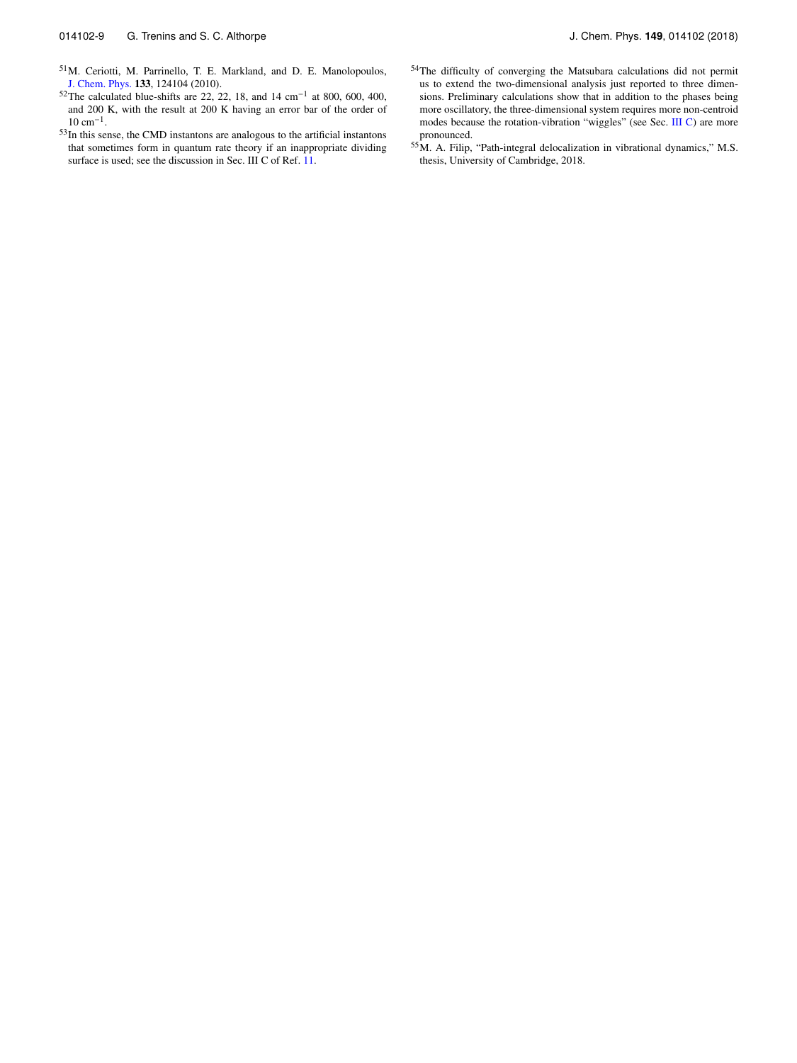[51] M. Ceriotti, M. Parrinello, T. E. Markland, and D. E. Manolopoulos, J. Chem. Phys. **133**, 124104 (2010).

[52] The calculated blue-shifts are 22, 22, 18, and 14 cm$^{-1}$ at 800, 600, 400, and 200 K, with the result at 200 K having an error bar of the order of 10 cm$^{-1}$.

[53] In this sense, the CMD instantons are analogous to the artificial instantons that sometimes form in quantum rate theory if an inappropriate dividing surface is used; see the discussion in Sec. III C of Ref. 11.

[54] The difficulty of converging the Matsubara calculations did not permit us to extend the two-dimensional analysis just reported to three dimensions. Preliminary calculations show that in addition to the phases being more oscillatory, the three-dimensional system requires more non-centroid modes because the rotation-vibration "wiggles" (see Sec. III C) are more pronounced.

[55] M. A. Filip, "Path-integral delocalization in vibrational dynamics," M.S. thesis, University of Cambridge, 2018.